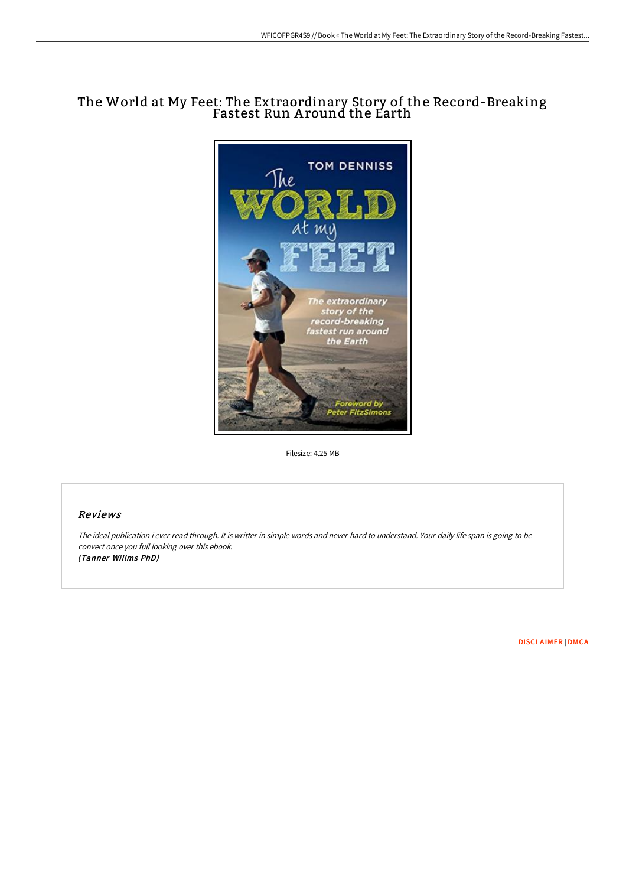# The World at My Feet: The Extraordinary Story of the Record-Breaking Fastest Run Around the Earth

Filesize: 4.25 MB

## Reviews

*The ideal publication i ever read through. It is writter in simple words and never hard to understand. Your daily life span is going to be convert once you full looking over this ebook.*
***(Tanner Willms PhD)***

DISCLAIMER | DMCA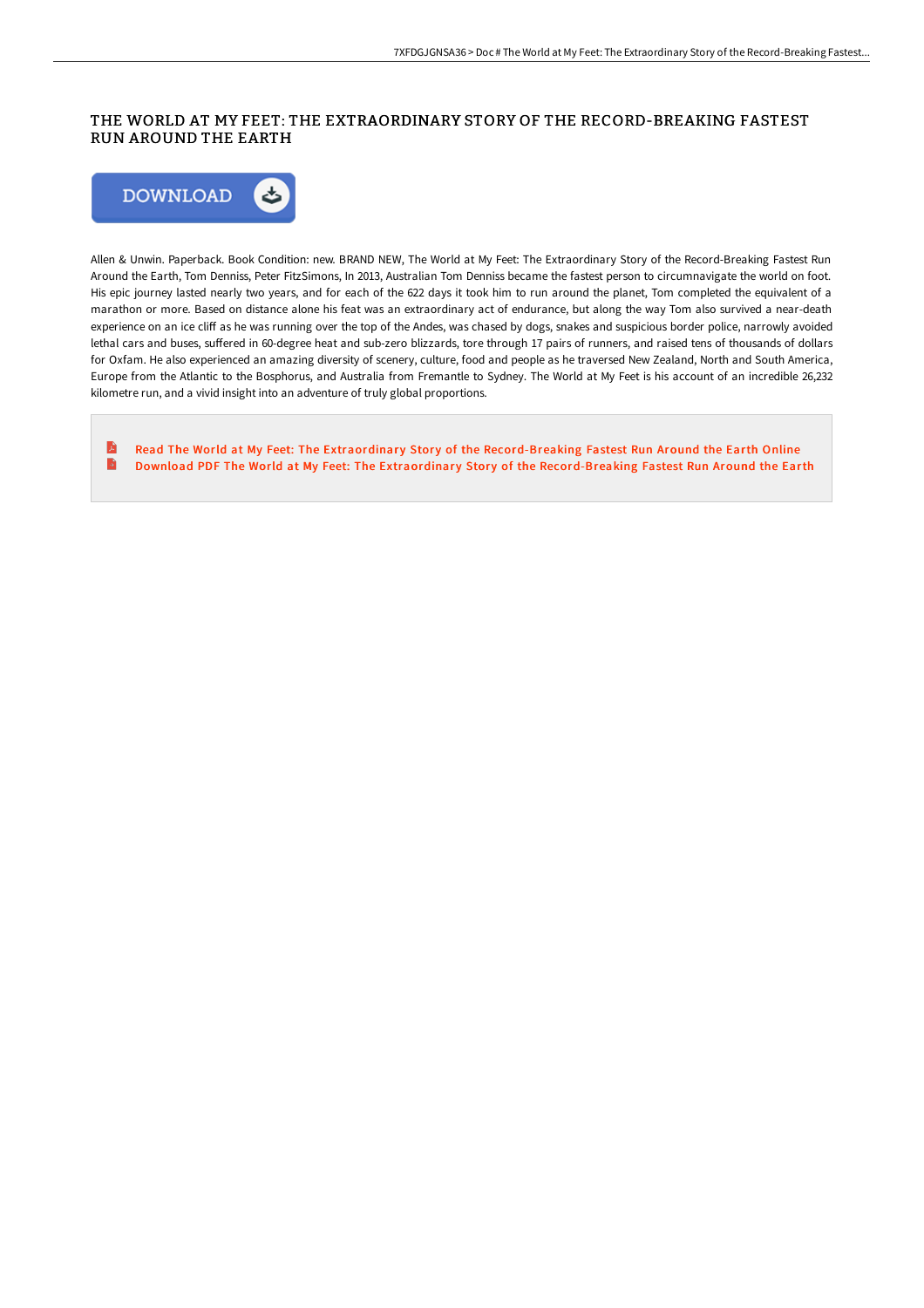# THE WORLD AT MY FEET: THE EXTRAORDINARY STORY OF THE RECORD-BREAKING FASTEST RUN AROUND THE EARTH

DOWNLOAD

Allen & Unwin. Paperback. Book Condition: new. BRAND NEW, The World at My Feet: The Extraordinary Story of the Record-Breaking Fastest Run Around the Earth, Tom Denniss, Peter FitzSimons, In 2013, Australian Tom Denniss became the fastest person to circumnavigate the world on foot. His epic journey lasted nearly two years, and for each of the 622 days it took him to run around the planet, Tom completed the equivalent of a marathon or more. Based on distance alone his feat was an extraordinary act of endurance, but along the way Tom also survived a near-death experience on an ice cliff as he was running over the top of the Andes, was chased by dogs, snakes and suspicious border police, narrowly avoided lethal cars and buses, suffered in 60-degree heat and sub-zero blizzards, tore through 17 pairs of runners, and raised tens of thousands of dollars for Oxfam. He also experienced an amazing diversity of scenery, culture, food and people as he traversed New Zealand, North and South America, Europe from the Atlantic to the Bosphorus, and Australia from Fremantle to Sydney. The World at My Feet is his account of an incredible 26,232 kilometre run, and a vivid insight into an adventure of truly global proportions.

Read The World at My Feet: The Extraordinary Story of the Record-Breaking Fastest Run Around the Earth Online

Download PDF The World at My Feet: The Extraordinary Story of the Record-Breaking Fastest Run Around the Earth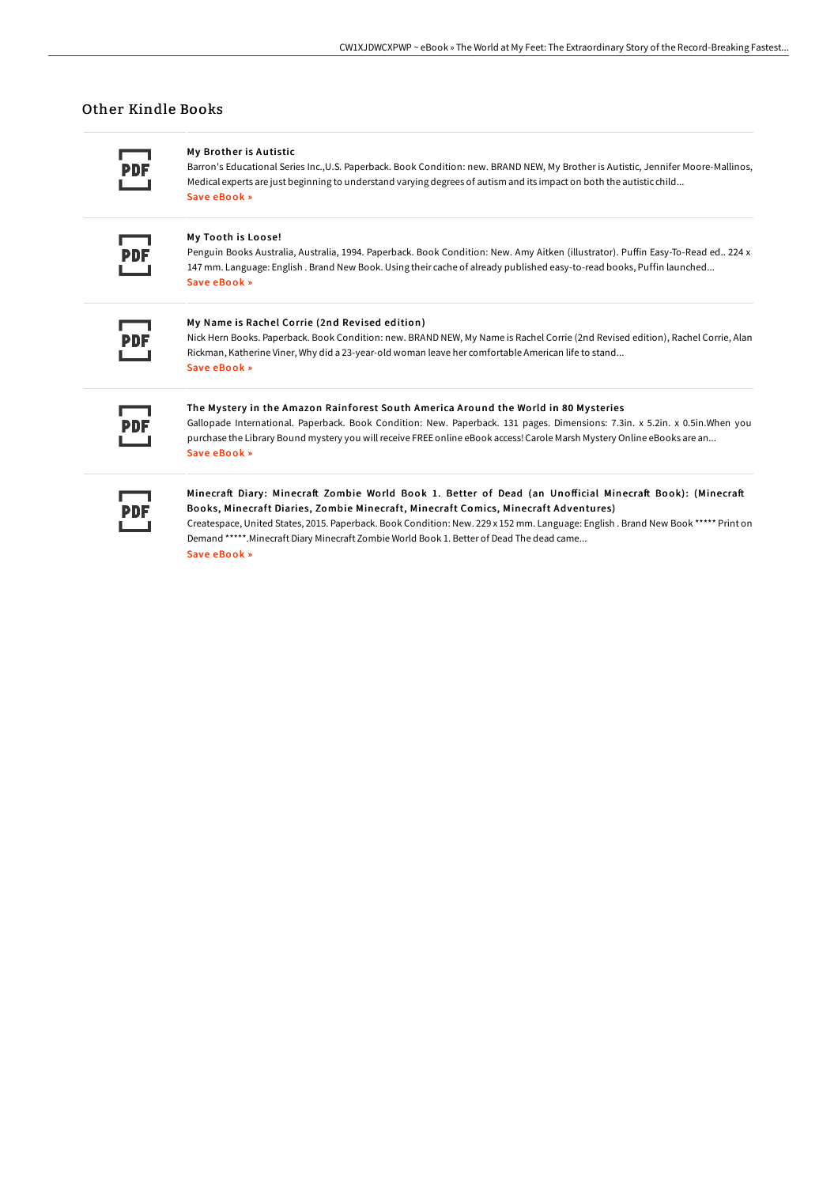## Other Kindle Books

**My Brother is Autistic**

Barron's Educational Series Inc.,U.S. Paperback. Book Condition: new. BRAND NEW, My Brother is Autistic, Jennifer Moore-Mallinos, Medical experts are just beginning to understand varying degrees of autism and its impact on both the autistic child...

Save eBook »

**My Tooth is Loose!**

Penguin Books Australia, Australia, 1994. Paperback. Book Condition: New. Amy Aitken (illustrator). Puffin Easy-To-Read ed.. 224 x 147 mm. Language: English . Brand New Book. Using their cache of already published easy-to-read books, Puffin launched...

Save eBook »

**My Name is Rachel Corrie (2nd Revised edition)**

Nick Hern Books. Paperback. Book Condition: new. BRAND NEW, My Name is Rachel Corrie (2nd Revised edition), Rachel Corrie, Alan Rickman, Katherine Viner, Why did a 23-year-old woman leave her comfortable American life to stand...

Save eBook »

**The Mystery in the Amazon Rainforest South America Around the World in 80 Mysteries**

Gallopade International. Paperback. Book Condition: New. Paperback. 131 pages. Dimensions: 7.3in. x 5.2in. x 0.5in.When you purchase the Library Bound mystery you will receive FREE online eBook access! Carole Marsh Mystery Online eBooks are an...

Save eBook »

**Minecraft Diary: Minecraft Zombie World Book 1. Better of Dead (an Unofficial Minecraft Book): (Minecraft Books, Minecraft Diaries, Zombie Minecraft, Minecraft Comics, Minecraft Adventures)**

Createspace, United States, 2015. Paperback. Book Condition: New. 229 x 152 mm. Language: English . Brand New Book ***** Print on Demand *****.Minecraft Diary Minecraft Zombie World Book 1. Better of Dead The dead came...

Save eBook »